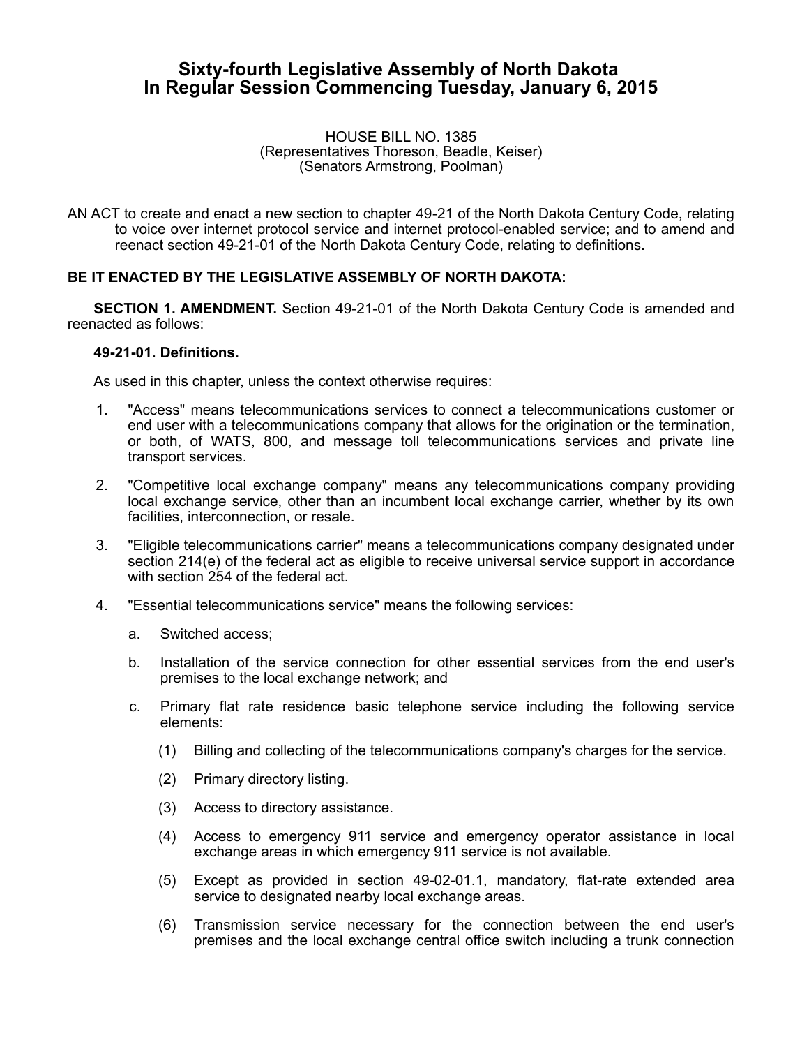# Sixty-fourth Legislative Assembly of North Dakota
# In Regular Session Commencing Tuesday, January 6, 2015

HOUSE BILL NO. 1385
(Representatives Thoreson, Beadle, Keiser)
(Senators Armstrong, Poolman)

AN ACT to create and enact a new section to chapter 49-21 of the North Dakota Century Code, relating to voice over internet protocol service and internet protocol-enabled service; and to amend and reenact section 49-21-01 of the North Dakota Century Code, relating to definitions.

**BE IT ENACTED BY THE LEGISLATIVE ASSEMBLY OF NORTH DAKOTA:**

**SECTION 1. AMENDMENT.** Section 49-21-01 of the North Dakota Century Code is amended and reenacted as follows:

**49-21-01. Definitions.**

As used in this chapter, unless the context otherwise requires:

1. "Access" means telecommunications services to connect a telecommunications customer or end user with a telecommunications company that allows for the origination or the termination, or both, of WATS, 800, and message toll telecommunications services and private line transport services.

2. "Competitive local exchange company" means any telecommunications company providing local exchange service, other than an incumbent local exchange carrier, whether by its own facilities, interconnection, or resale.

3. "Eligible telecommunications carrier" means a telecommunications company designated under section 214(e) of the federal act as eligible to receive universal service support in accordance with section 254 of the federal act.

4. "Essential telecommunications service" means the following services:

   a. Switched access;

   b. Installation of the service connection for other essential services from the end user's premises to the local exchange network; and

   c. Primary flat rate residence basic telephone service including the following service elements:

      (1) Billing and collecting of the telecommunications company's charges for the service.

      (2) Primary directory listing.

      (3) Access to directory assistance.

      (4) Access to emergency 911 service and emergency operator assistance in local exchange areas in which emergency 911 service is not available.

      (5) Except as provided in section 49-02-01.1, mandatory, flat-rate extended area service to designated nearby local exchange areas.

      (6) Transmission service necessary for the connection between the end user's premises and the local exchange central office switch including a trunk connection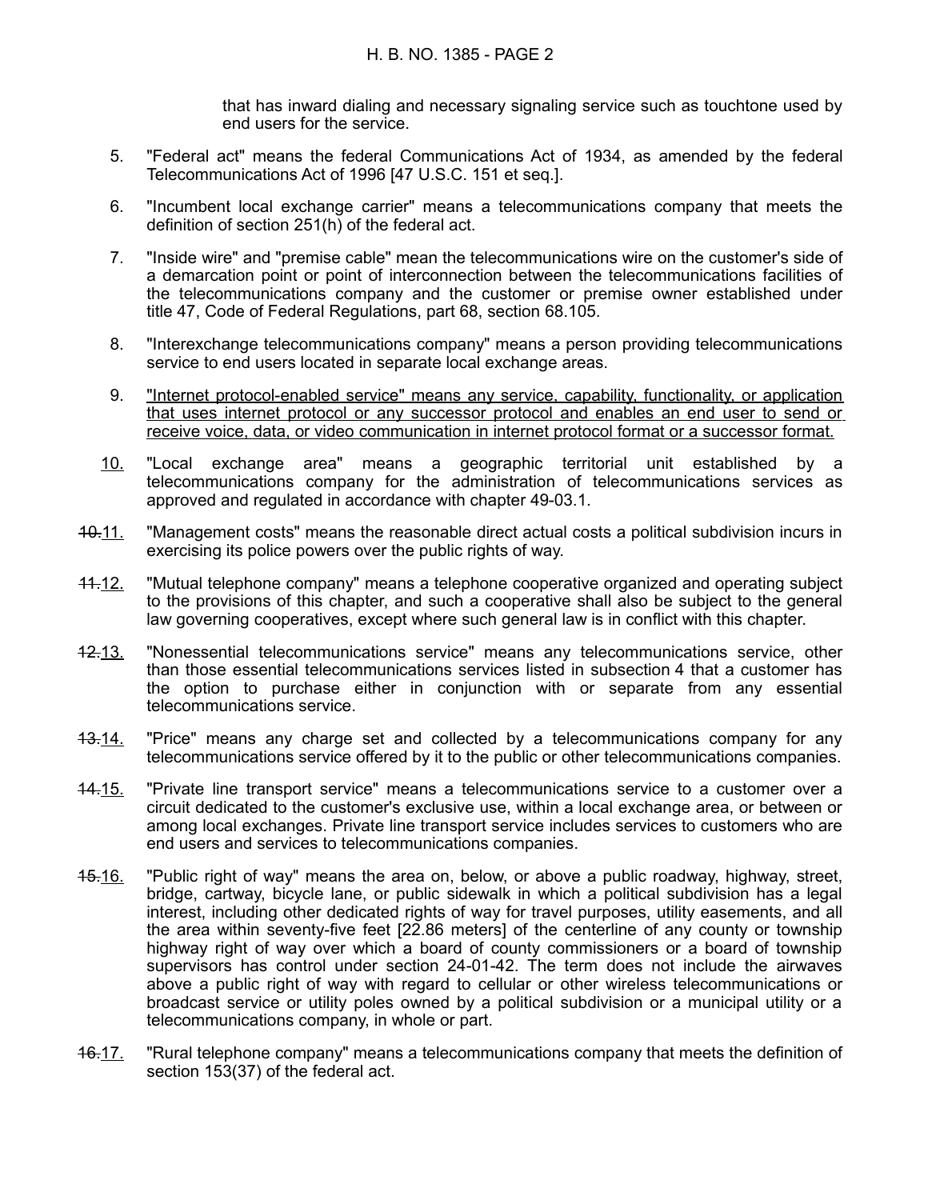that has inward dialing and necessary signaling service such as touchtone used by end users for the service.

5. "Federal act" means the federal Communications Act of 1934, as amended by the federal Telecommunications Act of 1996 [47 U.S.C. 151 et seq.].

6. "Incumbent local exchange carrier" means a telecommunications company that meets the definition of section 251(h) of the federal act.

7. "Inside wire" and "premise cable" mean the telecommunications wire on the customer's side of a demarcation point or point of interconnection between the telecommunications facilities of the telecommunications company and the customer or premise owner established under title 47, Code of Federal Regulations, part 68, section 68.105.

8. "Interexchange telecommunications company" means a person providing telecommunications service to end users located in separate local exchange areas.

9. <u>"Internet protocol-enabled service" means any service, capability, functionality, or application that uses internet protocol or any successor protocol and enables an end user to send or receive voice, data, or video communication in internet protocol format or a successor format.</u>

<u>10.</u> "Local exchange area" means a geographic territorial unit established by a telecommunications company for the administration of telecommunications services as approved and regulated in accordance with chapter 49-03.1.

~~10.~~<u>11.</u> "Management costs" means the reasonable direct actual costs a political subdivision incurs in exercising its police powers over the public rights of way.

~~11.~~<u>12.</u> "Mutual telephone company" means a telephone cooperative organized and operating subject to the provisions of this chapter, and such a cooperative shall also be subject to the general law governing cooperatives, except where such general law is in conflict with this chapter.

~~12.~~<u>13.</u> "Nonessential telecommunications service" means any telecommunications service, other than those essential telecommunications services listed in subsection 4 that a customer has the option to purchase either in conjunction with or separate from any essential telecommunications service.

~~13.~~<u>14.</u> "Price" means any charge set and collected by a telecommunications company for any telecommunications service offered by it to the public or other telecommunications companies.

~~14.~~<u>15.</u> "Private line transport service" means a telecommunications service to a customer over a circuit dedicated to the customer's exclusive use, within a local exchange area, or between or among local exchanges. Private line transport service includes services to customers who are end users and services to telecommunications companies.

~~15.~~<u>16.</u> "Public right of way" means the area on, below, or above a public roadway, highway, street, bridge, cartway, bicycle lane, or public sidewalk in which a political subdivision has a legal interest, including other dedicated rights of way for travel purposes, utility easements, and all the area within seventy-five feet [22.86 meters] of the centerline of any county or township highway right of way over which a board of county commissioners or a board of township supervisors has control under section 24-01-42. The term does not include the airwaves above a public right of way with regard to cellular or other wireless telecommunications or broadcast service or utility poles owned by a political subdivision or a municipal utility or a telecommunications company, in whole or part.

~~16.~~<u>17.</u> "Rural telephone company" means a telecommunications company that meets the definition of section 153(37) of the federal act.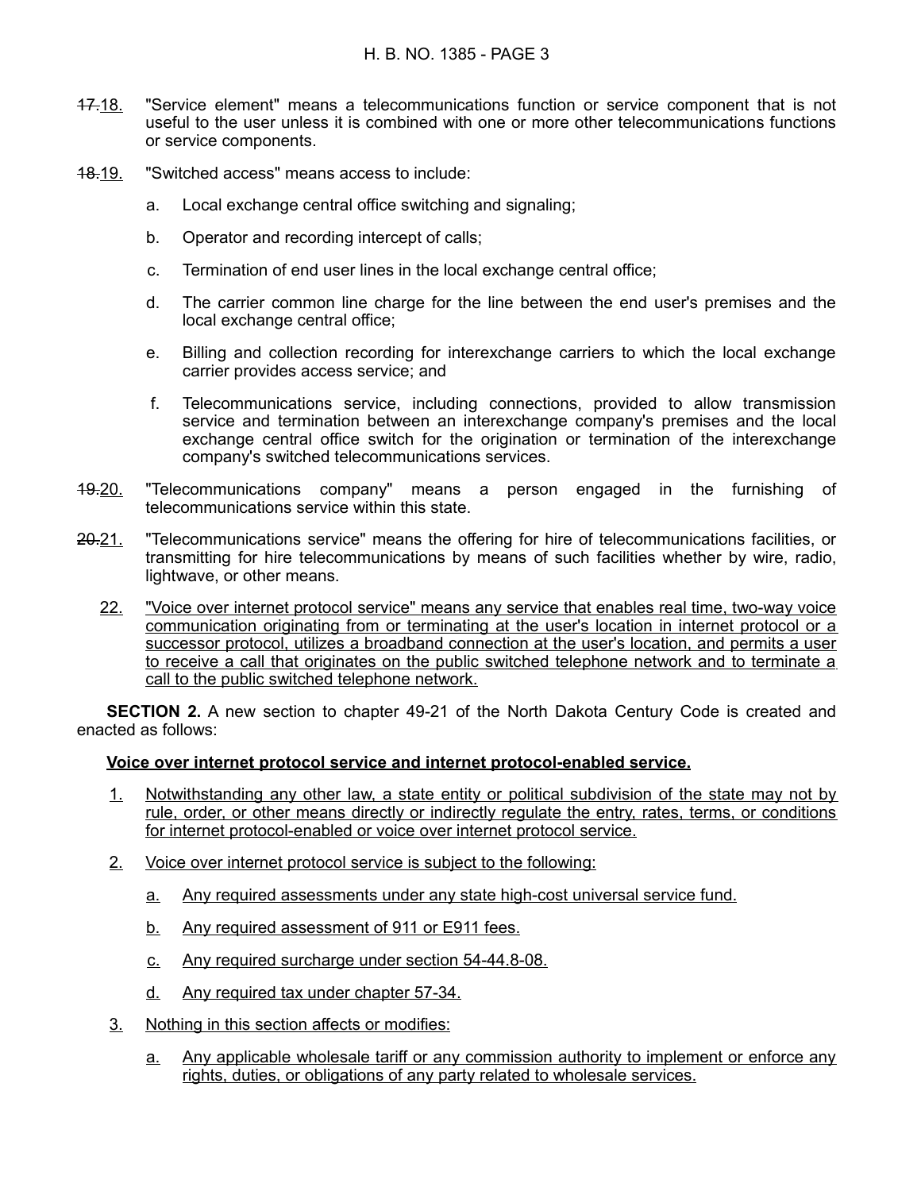~~17.~~18. "Service element" means a telecommunications function or service component that is not useful to the user unless it is combined with one or more other telecommunications functions or service components.

~~18.~~19. "Switched access" means access to include:

a. Local exchange central office switching and signaling;

b. Operator and recording intercept of calls;

c. Termination of end user lines in the local exchange central office;

d. The carrier common line charge for the line between the end user's premises and the local exchange central office;

e. Billing and collection recording for interexchange carriers to which the local exchange carrier provides access service; and

f. Telecommunications service, including connections, provided to allow transmission service and termination between an interexchange company's premises and the local exchange central office switch for the origination or termination of the interexchange company's switched telecommunications services.

~~19.~~20. "Telecommunications company" means a person engaged in the furnishing of telecommunications service within this state.

~~20.~~21. "Telecommunications service" means the offering for hire of telecommunications facilities, or transmitting for hire telecommunications by means of such facilities whether by wire, radio, lightwave, or other means.

22. "Voice over internet protocol service" means any service that enables real time, two-way voice communication originating from or terminating at the user's location in internet protocol or a successor protocol, utilizes a broadband connection at the user's location, and permits a user to receive a call that originates on the public switched telephone network and to terminate a call to the public switched telephone network.

**SECTION 2.** A new section to chapter 49-21 of the North Dakota Century Code is created and enacted as follows:

**Voice over internet protocol service and internet protocol-enabled service.**

1. Notwithstanding any other law, a state entity or political subdivision of the state may not by rule, order, or other means directly or indirectly regulate the entry, rates, terms, or conditions for internet protocol-enabled or voice over internet protocol service.

2. Voice over internet protocol service is subject to the following:

   a. Any required assessments under any state high-cost universal service fund.

   b. Any required assessment of 911 or E911 fees.

   c. Any required surcharge under section 54-44.8-08.

   d. Any required tax under chapter 57-34.

3. Nothing in this section affects or modifies:

   a. Any applicable wholesale tariff or any commission authority to implement or enforce any rights, duties, or obligations of any party related to wholesale services.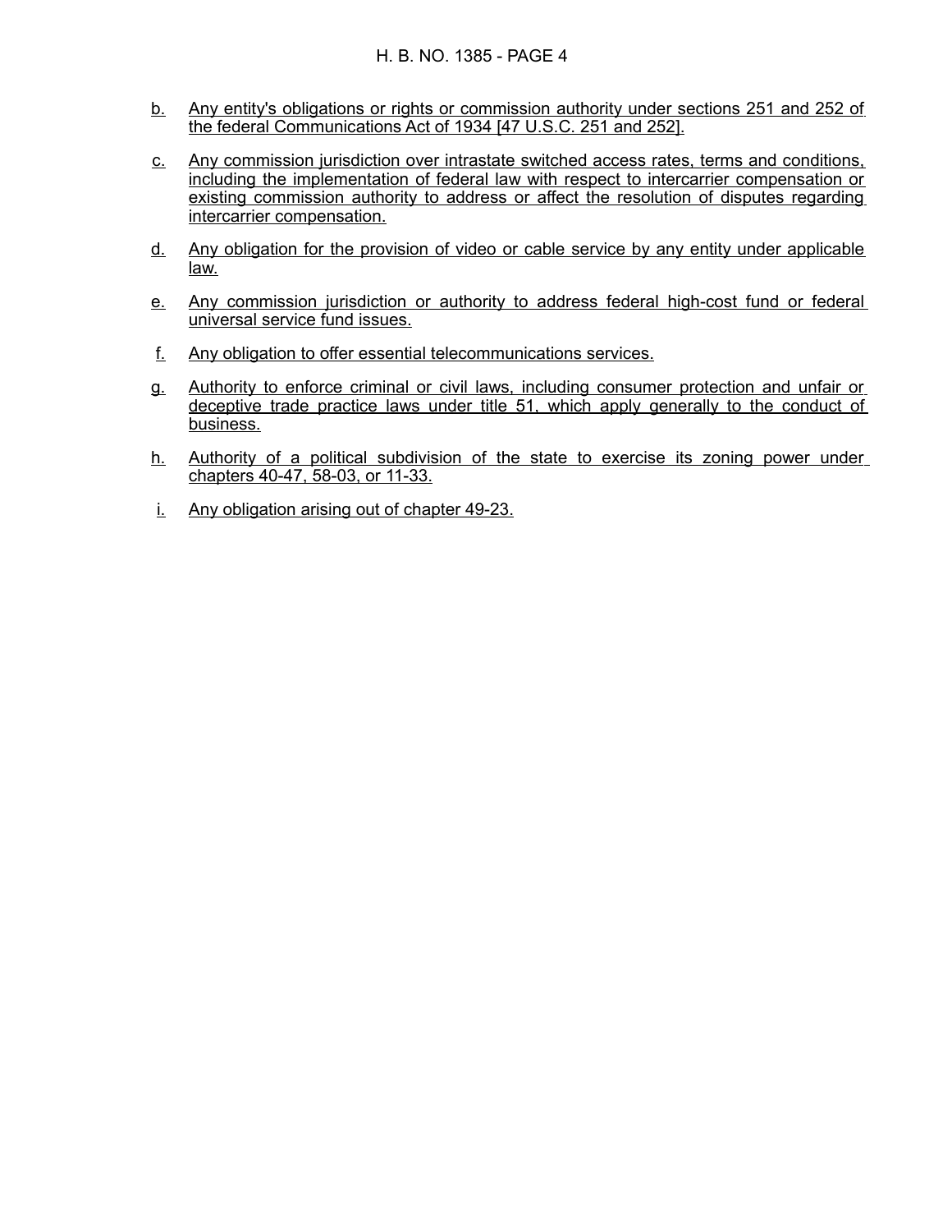b. Any entity's obligations or rights or commission authority under sections 251 and 252 of the federal Communications Act of 1934 [47 U.S.C. 251 and 252].

c. Any commission jurisdiction over intrastate switched access rates, terms and conditions, including the implementation of federal law with respect to intercarrier compensation or existing commission authority to address or affect the resolution of disputes regarding intercarrier compensation.

d. Any obligation for the provision of video or cable service by any entity under applicable law.

e. Any commission jurisdiction or authority to address federal high-cost fund or federal universal service fund issues.

f. Any obligation to offer essential telecommunications services.

g. Authority to enforce criminal or civil laws, including consumer protection and unfair or deceptive trade practice laws under title 51, which apply generally to the conduct of business.

h. Authority of a political subdivision of the state to exercise its zoning power under chapters 40-47, 58-03, or 11-33.

i. Any obligation arising out of chapter 49-23.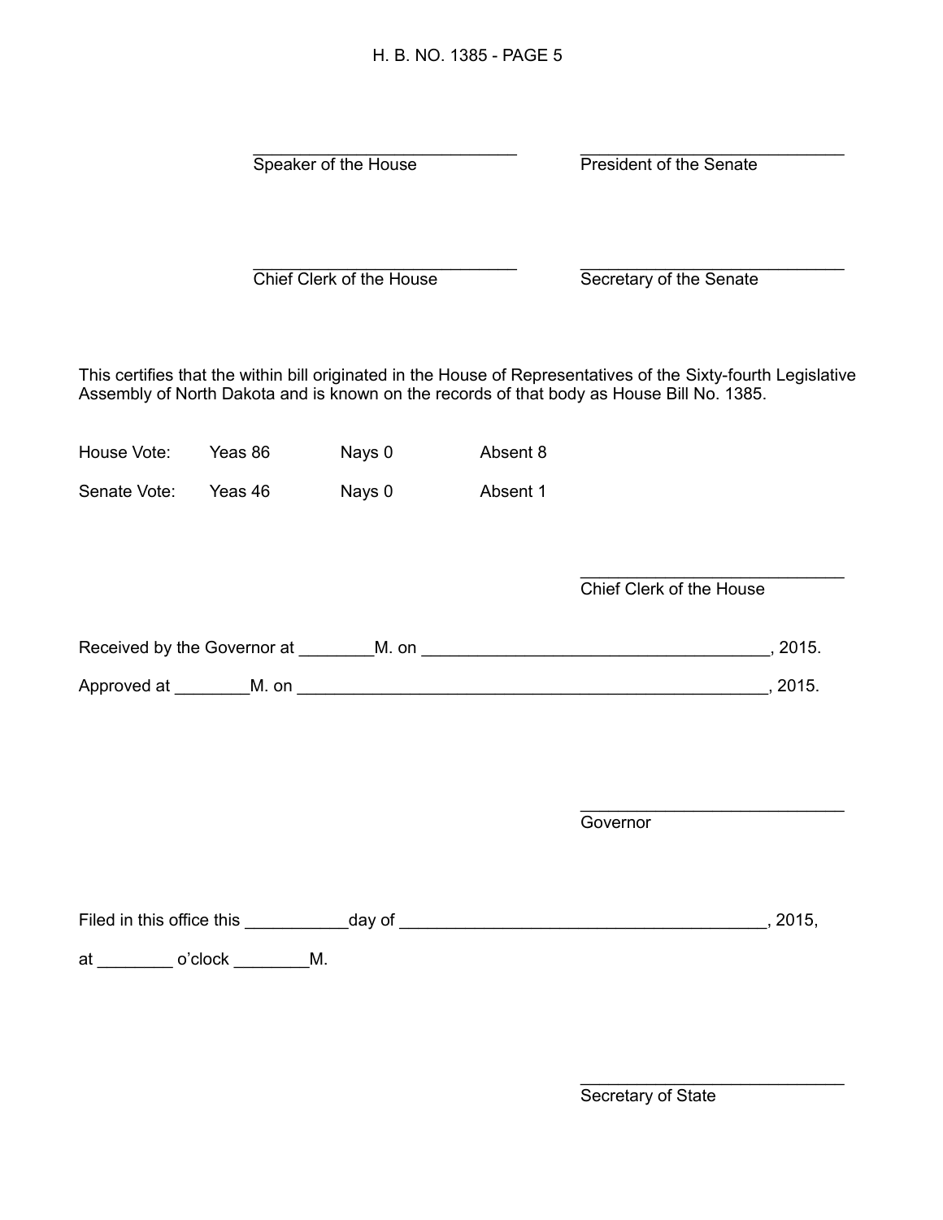\_\_\_\_\_\_\_\_\_\_\_\_\_\_\_\_\_\_\_\_\_\_\_\_\_\_\_\_
Speaker of the House

\_\_\_\_\_\_\_\_\_\_\_\_\_\_\_\_\_\_\_\_\_\_\_\_\_\_\_\_
President of the Senate

\_\_\_\_\_\_\_\_\_\_\_\_\_\_\_\_\_\_\_\_\_\_\_\_\_\_\_\_
Chief Clerk of the House

\_\_\_\_\_\_\_\_\_\_\_\_\_\_\_\_\_\_\_\_\_\_\_\_\_\_\_\_
Secretary of the Senate

This certifies that the within bill originated in the House of Representatives of the Sixty-fourth Legislative Assembly of North Dakota and is known on the records of that body as House Bill No. 1385.

| | | | |
|---|---|---|---|
| House Vote: | Yeas 86 | Nays 0 | Absent 8 |
| Senate Vote: | Yeas 46 | Nays 0 | Absent 1 |

\_\_\_\_\_\_\_\_\_\_\_\_\_\_\_\_\_\_\_\_\_\_\_\_\_\_\_\_
Chief Clerk of the House

Received by the Governor at \_\_\_\_\_\_\_\_M. on \_\_\_\_\_\_\_\_\_\_\_\_\_\_\_\_\_\_\_\_\_\_\_\_\_\_\_\_\_\_\_\_\_\_\_\_\_\_, 2015.

Approved at \_\_\_\_\_\_\_\_M. on \_\_\_\_\_\_\_\_\_\_\_\_\_\_\_\_\_\_\_\_\_\_\_\_\_\_\_\_\_\_\_\_\_\_\_\_\_\_\_\_\_\_\_\_\_\_\_\_\_\_\_\_, 2015.

\_\_\_\_\_\_\_\_\_\_\_\_\_\_\_\_\_\_\_\_\_\_\_\_\_\_\_\_
Governor

Filed in this office this \_\_\_\_\_\_\_\_\_\_\_day of \_\_\_\_\_\_\_\_\_\_\_\_\_\_\_\_\_\_\_\_\_\_\_\_\_\_\_\_\_\_\_\_\_\_\_\_\_\_\_\_, 2015,

at \_\_\_\_\_\_\_\_ o'clock \_\_\_\_\_\_\_\_M.

\_\_\_\_\_\_\_\_\_\_\_\_\_\_\_\_\_\_\_\_\_\_\_\_\_\_\_\_
Secretary of State